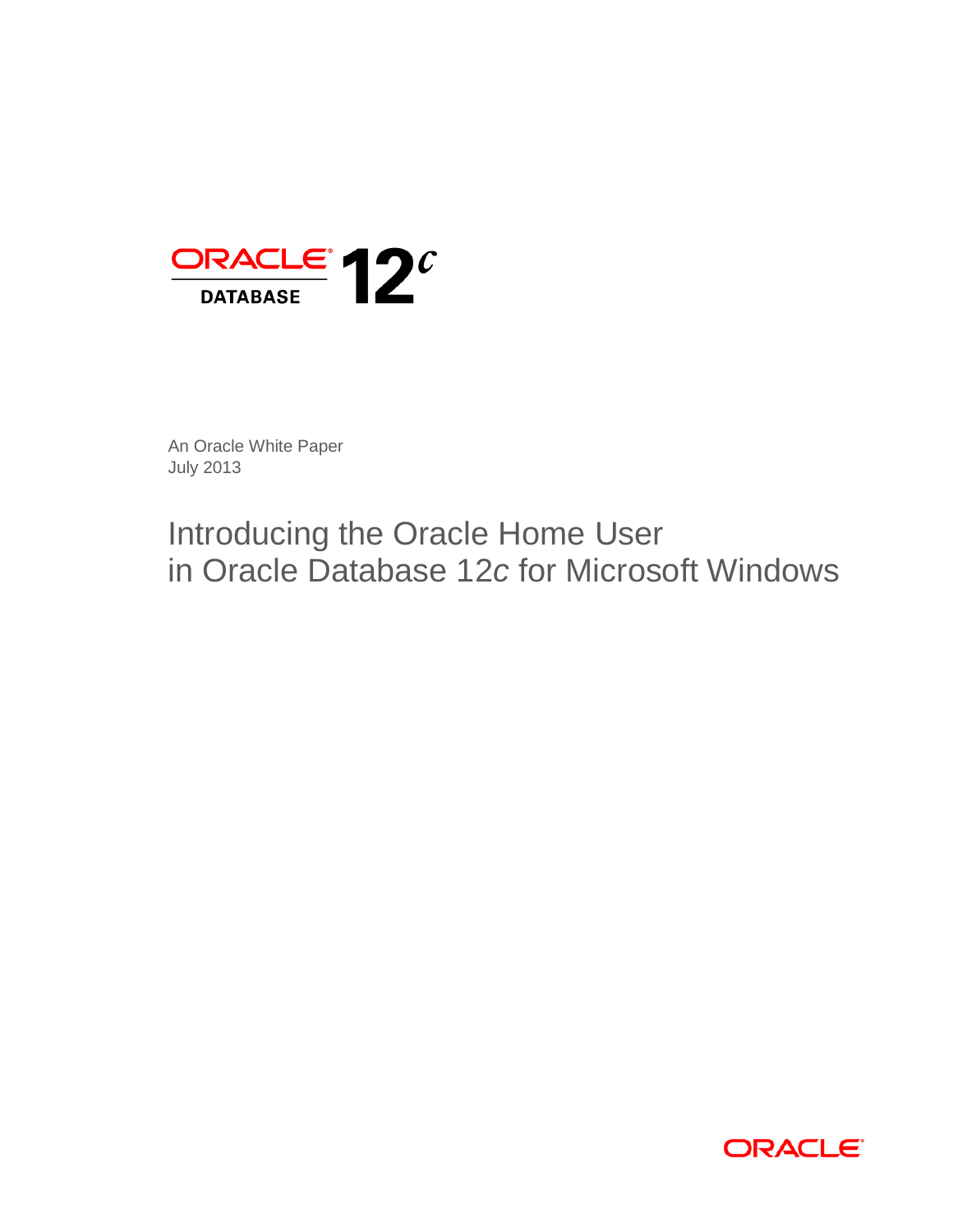ORACLE DATABASE 12*c*

An Oracle White Paper
July 2013

# Introducing the Oracle Home User in Oracle Database 12*c* for Microsoft Windows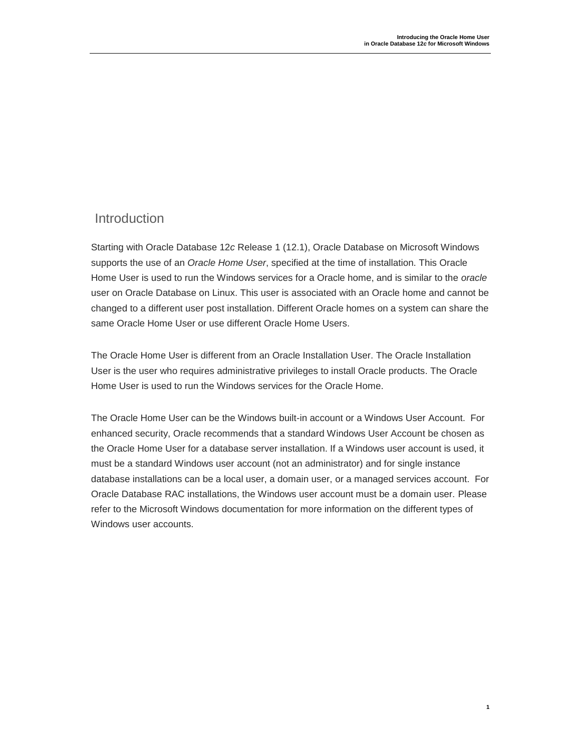## Introduction

Starting with Oracle Database 12*c* Release 1 (12.1), Oracle Database on Microsoft Windows supports the use of an *Oracle Home User*, specified at the time of installation. This Oracle Home User is used to run the Windows services for a Oracle home, and is similar to the *oracle* user on Oracle Database on Linux. This user is associated with an Oracle home and cannot be changed to a different user post installation. Different Oracle homes on a system can share the same Oracle Home User or use different Oracle Home Users.

The Oracle Home User is different from an Oracle Installation User. The Oracle Installation User is the user who requires administrative privileges to install Oracle products. The Oracle Home User is used to run the Windows services for the Oracle Home.

The Oracle Home User can be the Windows built-in account or a Windows User Account. For enhanced security, Oracle recommends that a standard Windows User Account be chosen as the Oracle Home User for a database server installation. If a Windows user account is used, it must be a standard Windows user account (not an administrator) and for single instance database installations can be a local user, a domain user, or a managed services account. For Oracle Database RAC installations, the Windows user account must be a domain user. Please refer to the Microsoft Windows documentation for more information on the different types of Windows user accounts.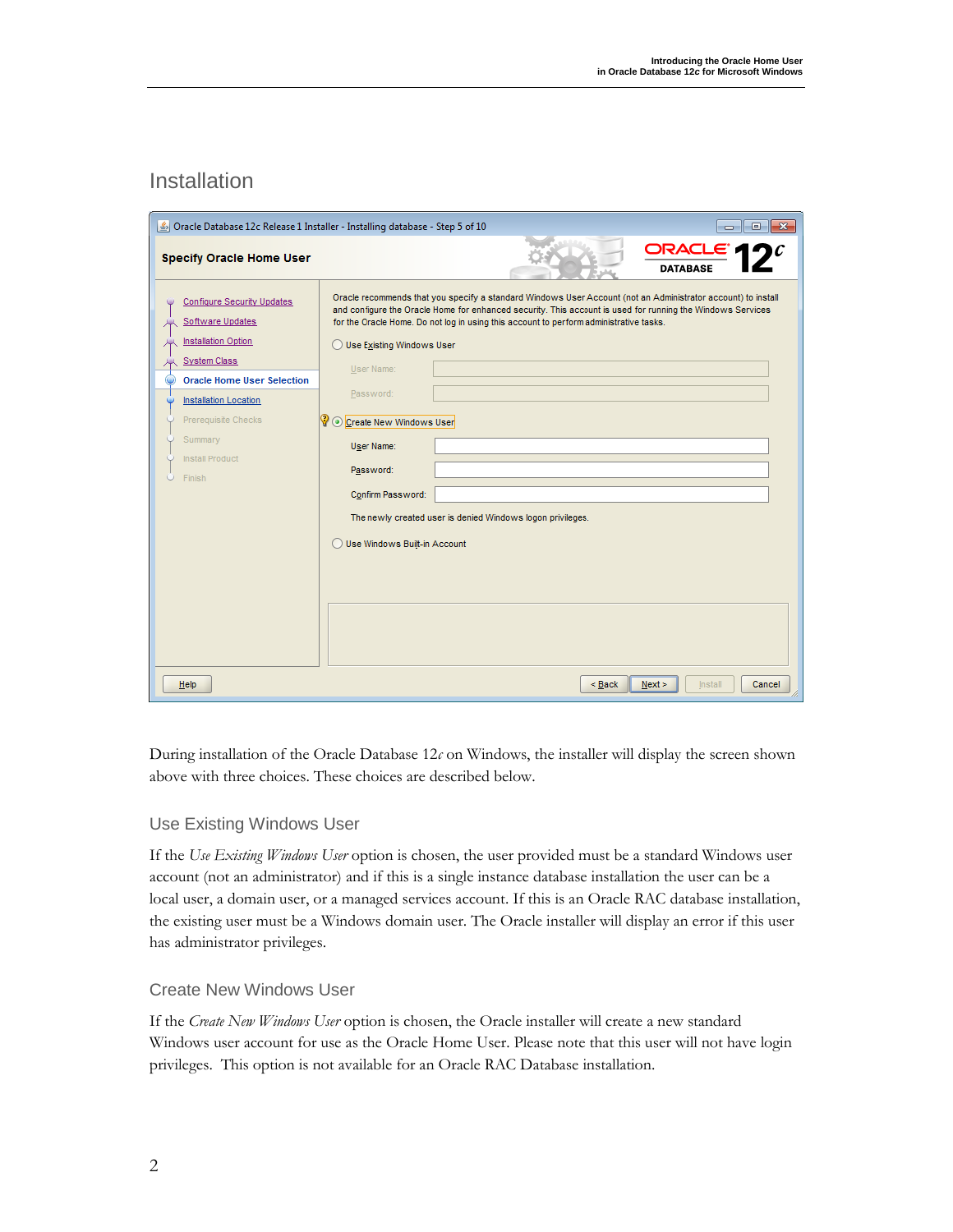## Installation

During installation of the Oracle Database 12*c* on Windows, the installer will display the screen shown above with three choices. These choices are described below.

### Use Existing Windows User

If the *Use Existing Windows User* option is chosen, the user provided must be a standard Windows user account (not an administrator) and if this is a single instance database installation the user can be a local user, a domain user, or a managed services account. If this is an Oracle RAC database installation, the existing user must be a Windows domain user. The Oracle installer will display an error if this user has administrator privileges.

### Create New Windows User

If the *Create New Windows User* option is chosen, the Oracle installer will create a new standard Windows user account for use as the Oracle Home User. Please note that this user will not have login privileges. This option is not available for an Oracle RAC Database installation.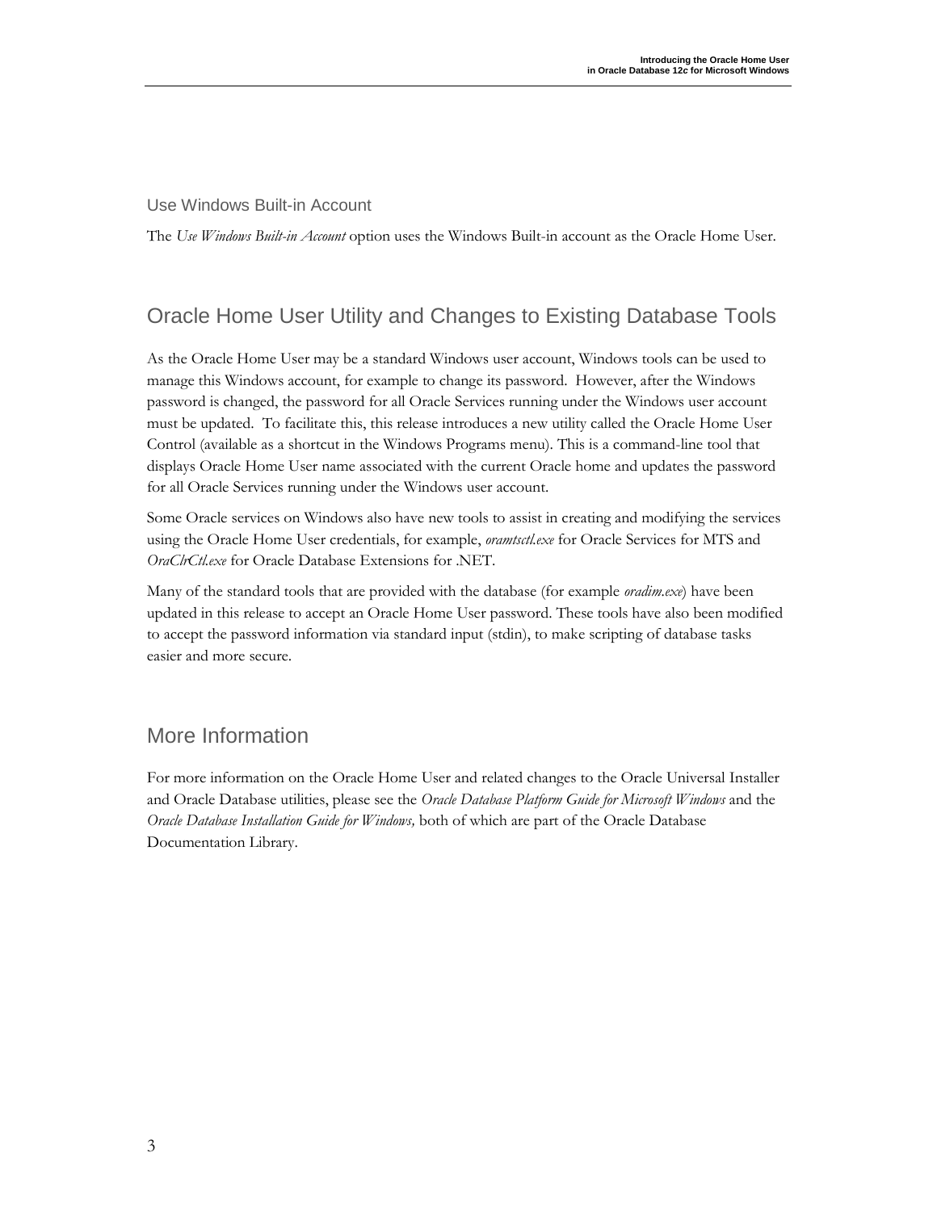### Use Windows Built-in Account

The *Use Windows Built-in Account* option uses the Windows Built-in account as the Oracle Home User.

## Oracle Home User Utility and Changes to Existing Database Tools

As the Oracle Home User may be a standard Windows user account, Windows tools can be used to manage this Windows account, for example to change its password. However, after the Windows password is changed, the password for all Oracle Services running under the Windows user account must be updated. To facilitate this, this release introduces a new utility called the Oracle Home User Control (available as a shortcut in the Windows Programs menu). This is a command-line tool that displays Oracle Home User name associated with the current Oracle home and updates the password for all Oracle Services running under the Windows user account.

Some Oracle services on Windows also have new tools to assist in creating and modifying the services using the Oracle Home User credentials, for example, *oramtsctl.exe* for Oracle Services for MTS and *OraClrCtl.exe* for Oracle Database Extensions for .NET.

Many of the standard tools that are provided with the database (for example *oradim.exe*) have been updated in this release to accept an Oracle Home User password. These tools have also been modified to accept the password information via standard input (stdin), to make scripting of database tasks easier and more secure.

## More Information

For more information on the Oracle Home User and related changes to the Oracle Universal Installer and Oracle Database utilities, please see the *Oracle Database Platform Guide for Microsoft Windows* and the *Oracle Database Installation Guide for Windows,* both of which are part of the Oracle Database Documentation Library.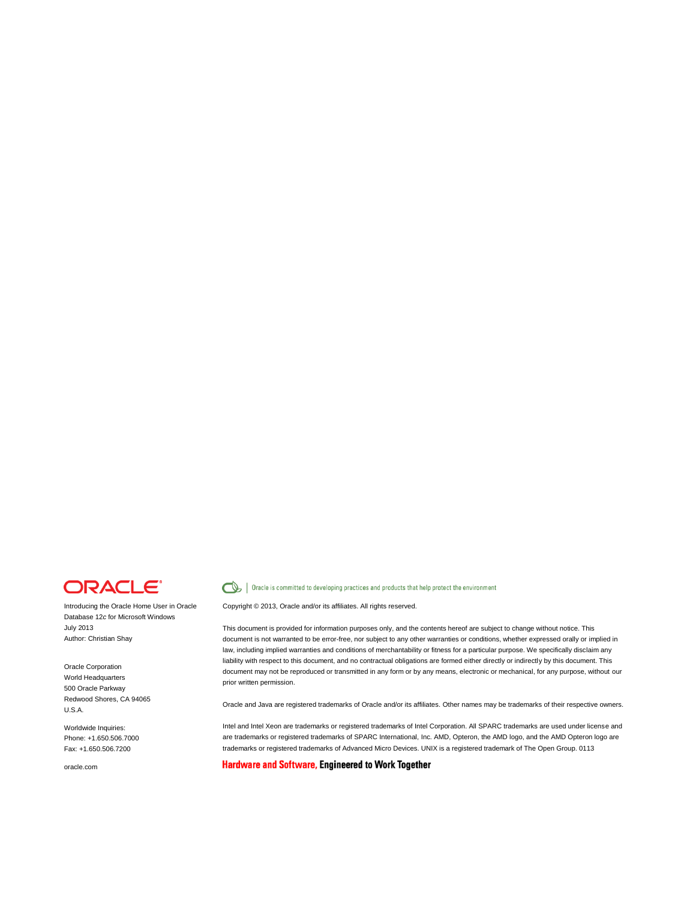ORACLE

Introducing the Oracle Home User in Oracle Database 12c for Microsoft Windows
July 2013
Author: Christian Shay

Oracle Corporation
World Headquarters
500 Oracle Parkway
Redwood Shores, CA 94065
U.S.A.

Worldwide Inquiries:
Phone: +1.650.506.7000
Fax: +1.650.506.7200

oracle.com

Oracle is committed to developing practices and products that help protect the environment

Copyright © 2013, Oracle and/or its affiliates. All rights reserved.

This document is provided for information purposes only, and the contents hereof are subject to change without notice. This document is not warranted to be error-free, nor subject to any other warranties or conditions, whether expressed orally or implied in law, including implied warranties and conditions of merchantability or fitness for a particular purpose. We specifically disclaim any liability with respect to this document, and no contractual obligations are formed either directly or indirectly by this document. This document may not be reproduced or transmitted in any form or by any means, electronic or mechanical, for any purpose, without our prior written permission.

Oracle and Java are registered trademarks of Oracle and/or its affiliates. Other names may be trademarks of their respective owners.

Intel and Intel Xeon are trademarks or registered trademarks of Intel Corporation. All SPARC trademarks are used under license and are trademarks or registered trademarks of SPARC International, Inc. AMD, Opteron, the AMD logo, and the AMD Opteron logo are trademarks or registered trademarks of Advanced Micro Devices. UNIX is a registered trademark of The Open Group. 0113

**Hardware and Software, Engineered to Work Together**